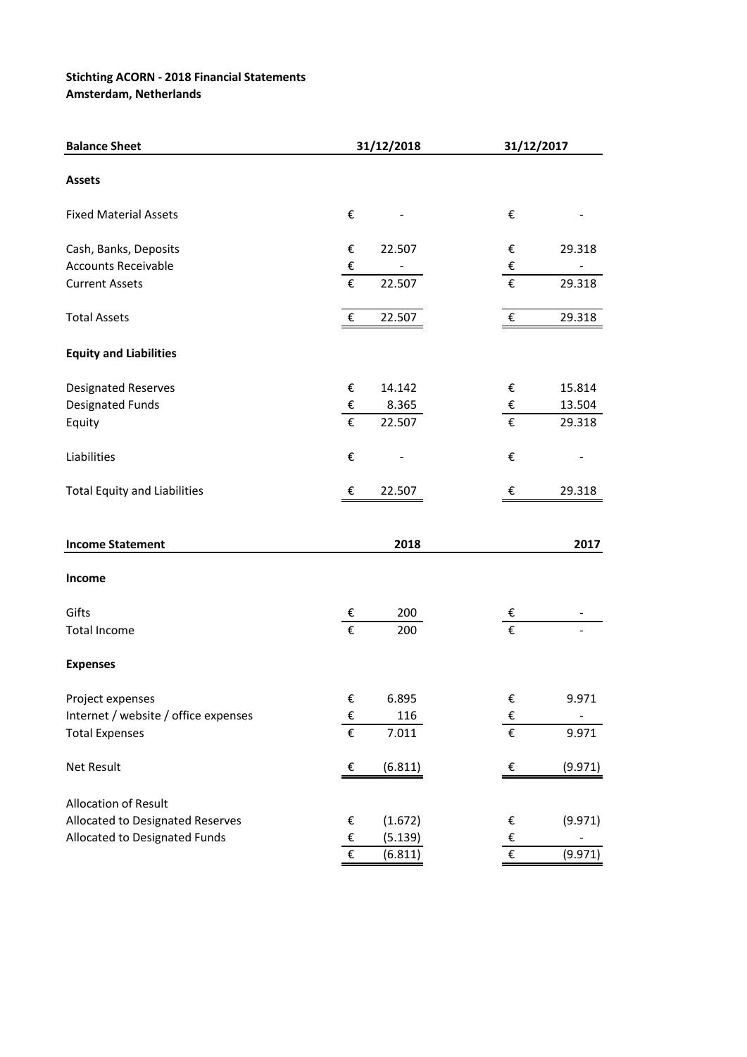**Stichting ACORN - 2018 Financial Statements**
**Amsterdam, Netherlands**

| **Balance Sheet** | **31/12/2018** | **31/12/2017** |
|---|---|---|
| **Assets** | | |
| Fixed Material Assets | € - | € - |
| Cash, Banks, Deposits | € 22.507 | € 29.318 |
| Accounts Receivable | € - | € - |
| Current Assets | € 22.507 | € 29.318 |
| Total Assets | € 22.507 | € 29.318 |
| **Equity and Liabilities** | | |
| Designated Reserves | € 14.142 | € 15.814 |
| Designated Funds | € 8.365 | € 13.504 |
| Equity | € 22.507 | € 29.318 |
| Liabilities | € - | € - |
| Total Equity and Liabilities | € 22.507 | € 29.318 |

| **Income Statement** | **2018** | **2017** |
|---|---|---|
| **Income** | | |
| Gifts | € 200 | € - |
| Total Income | € 200 | € - |
| **Expenses** | | |
| Project expenses | € 6.895 | € 9.971 |
| Internet / website / office expenses | € 116 | € - |
| Total Expenses | € 7.011 | € 9.971 |
| Net Result | € (6.811) | € (9.971) |
| Allocation of Result | | |
| Allocated to Designated Reserves | € (1.672) | € (9.971) |
| Allocated to Designated Funds | € (5.139) | € - |
| | € (6.811) | € (9.971) |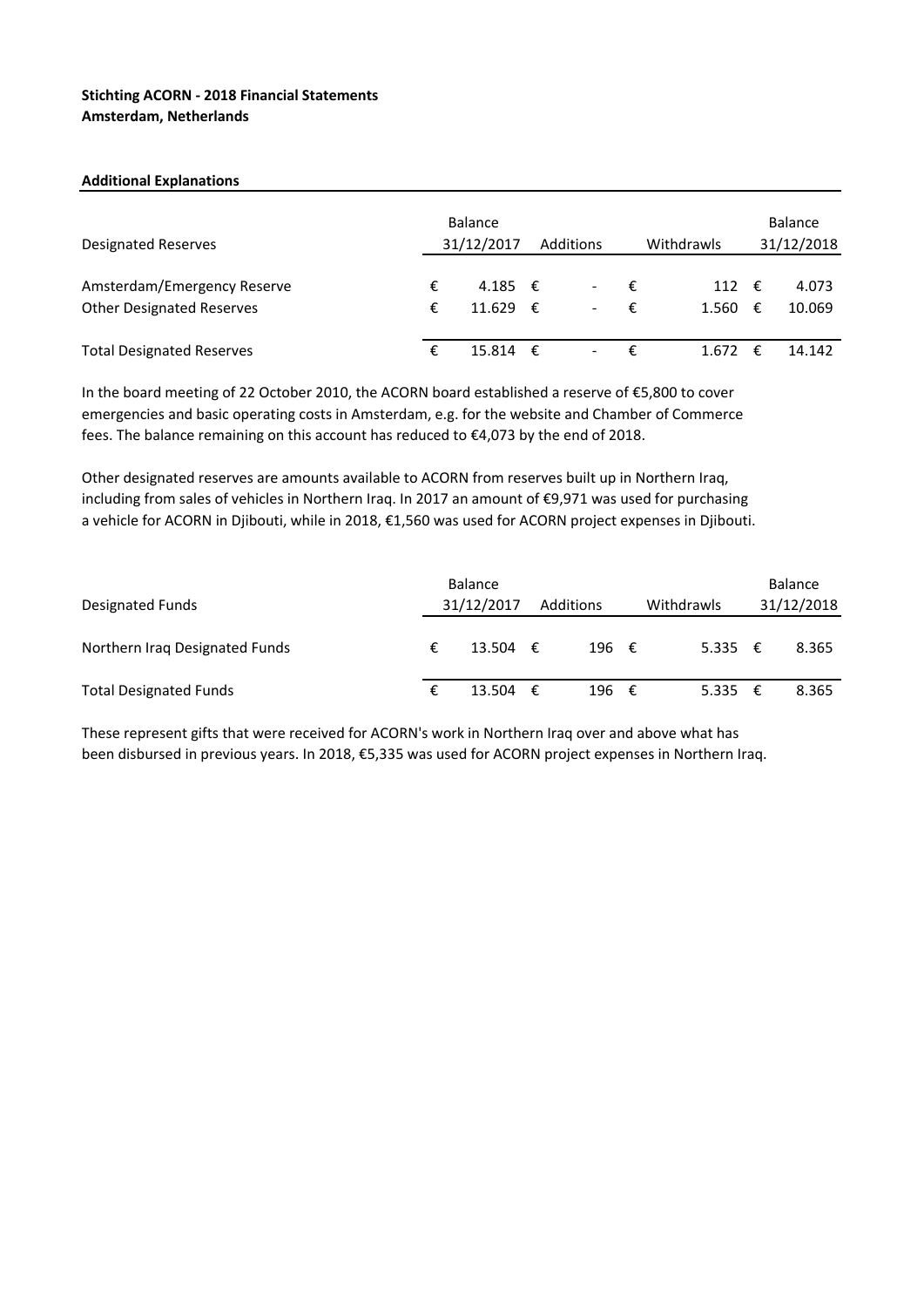**Stichting ACORN - 2018 Financial Statements**
**Amsterdam, Netherlands**

**Additional Explanations**

| Designated Reserves | Balance 31/12/2017 | Additions | Withdrawls | Balance 31/12/2018 |
|---|---|---|---|---|
| Amsterdam/Emergency Reserve | € 4.185 | € - | € 112 | € 4.073 |
| Other Designated Reserves | € 11.629 | € - | € 1.560 | € 10.069 |
| Total Designated Reserves | € 15.814 | € - | € 1.672 | € 14.142 |

In the board meeting of 22 October 2010, the ACORN board established a reserve of €5,800 to cover emergencies and basic operating costs in Amsterdam, e.g. for the website and Chamber of Commerce fees. The balance remaining on this account has reduced to €4,073 by the end of 2018.

Other designated reserves are amounts available to ACORN from reserves built up in Northern Iraq, including from sales of vehicles in Northern Iraq. In 2017 an amount of €9,971 was used for purchasing a vehicle for ACORN in Djibouti, while in 2018, €1,560 was used for ACORN project expenses in Djibouti.

| Designated Funds | Balance 31/12/2017 | Additions | Withdrawls | Balance 31/12/2018 |
|---|---|---|---|---|
| Northern Iraq Designated Funds | € 13.504 | € 196 | € 5.335 | € 8.365 |
| Total Designated Funds | € 13.504 | € 196 | € 5.335 | € 8.365 |

These represent gifts that were received for ACORN's work in Northern Iraq over and above what has been disbursed in previous years. In 2018, €5,335 was used for ACORN project expenses in Northern Iraq.